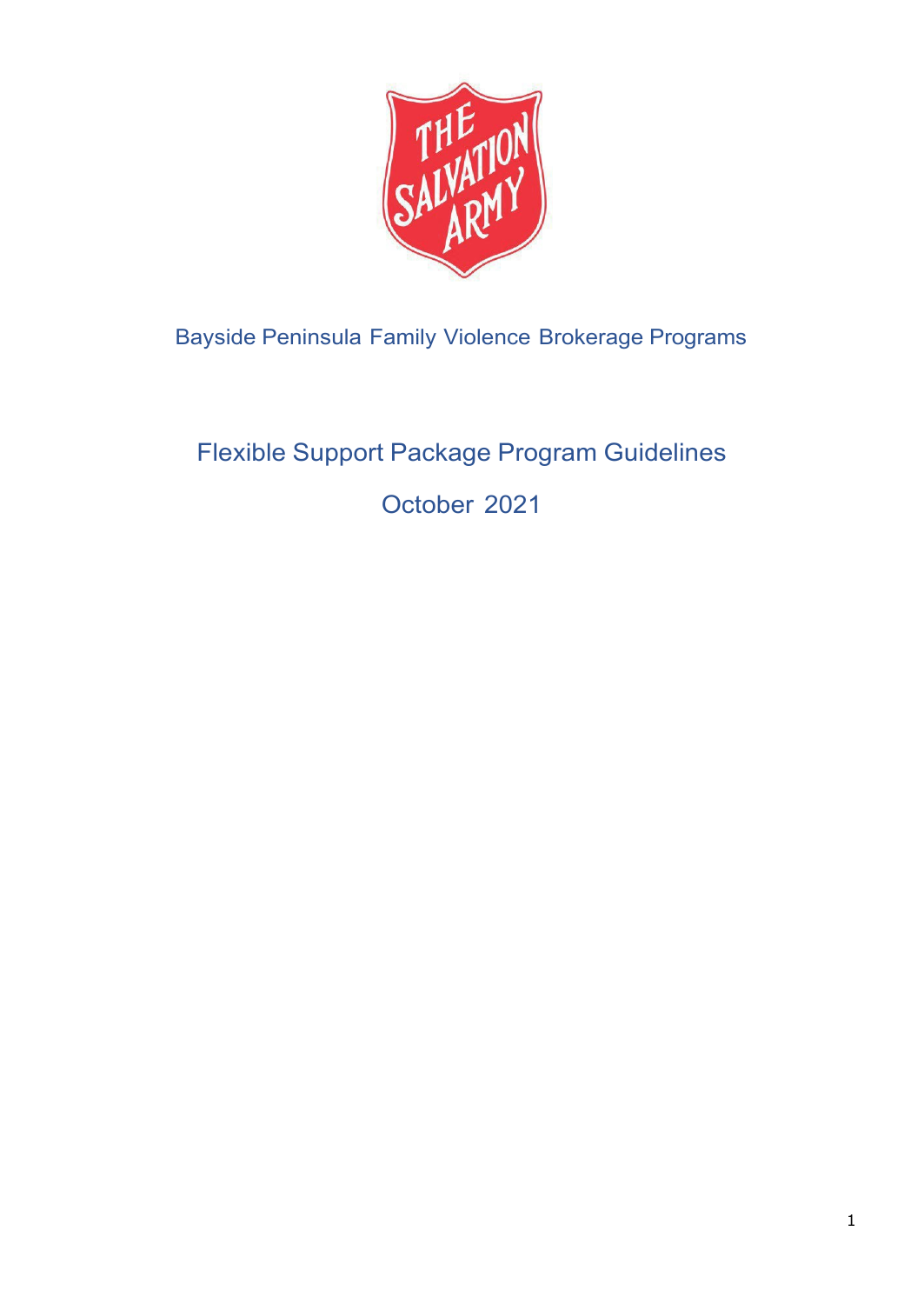Bayside Peninsula Family Violence Brokerage Programs

# Flexible Support Package Program Guidelines

October 2021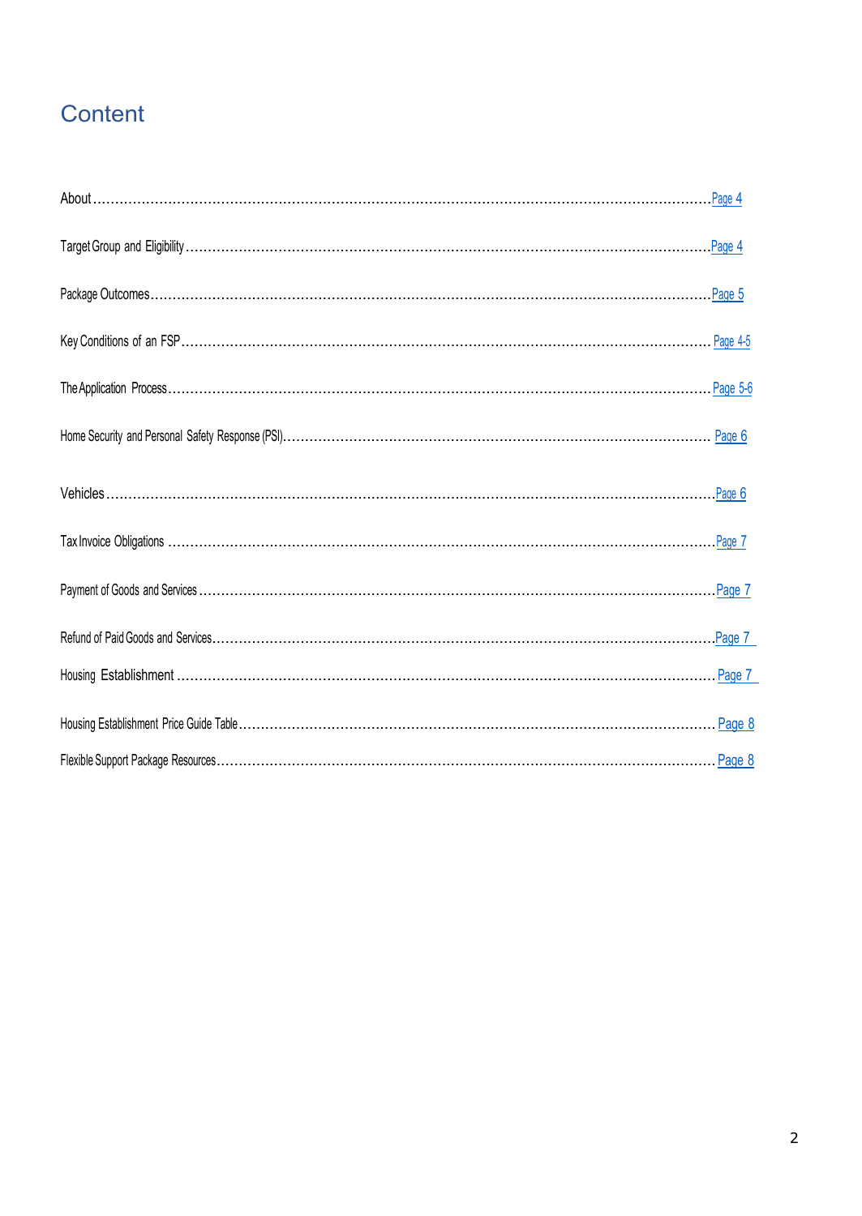# Content

| | |
|---|---|
| About | Page 4 |
| Target Group and Eligibility | Page 4 |
| Package Outcomes | Page 5 |
| Key Conditions of an FSP | Page 4-5 |
| The Application Process | Page 5-6 |
| Home Security and Personal Safety Response (PSI) | Page 6 |
| Vehicles | Page 6 |
| Tax Invoice Obligations | Page 7 |
| Payment of Goods and Services | Page 7 |
| Refund of Paid Goods and Services | Page 7 |
| Housing Establishment | Page 7 |
| Housing Establishment Price Guide Table | Page 8 |
| Flexible Support Package Resources | Page 8 |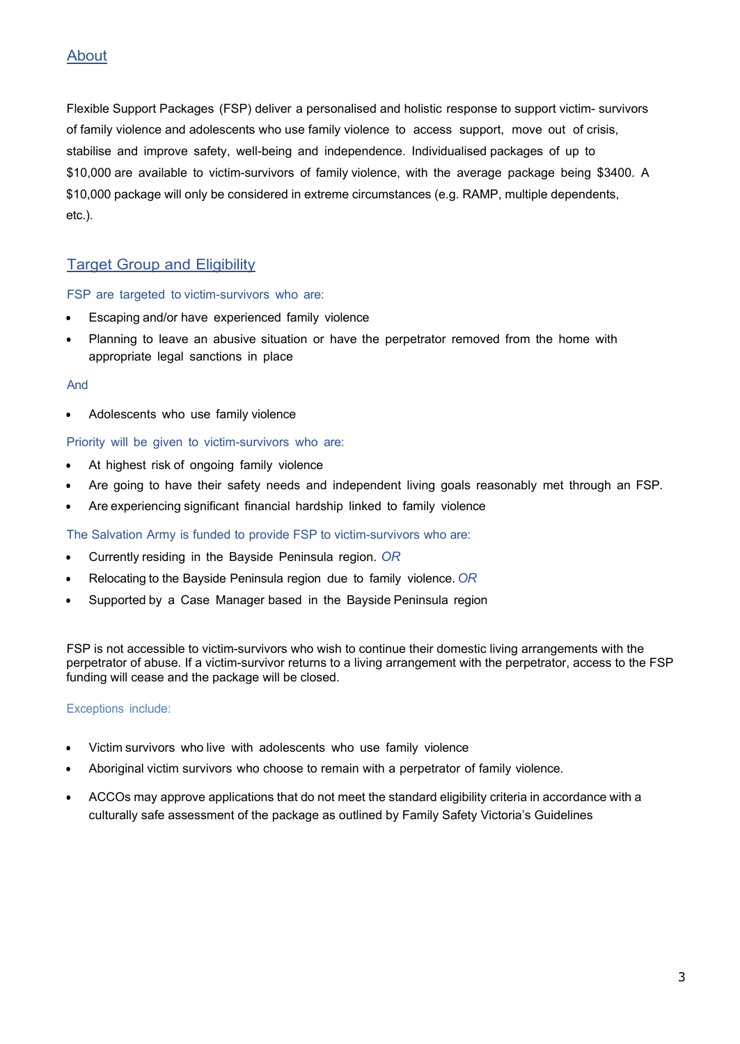## About

Flexible Support Packages (FSP) deliver a personalised and holistic response to support victim- survivors of family violence and adolescents who use family violence to access support, move out of crisis, stabilise and improve safety, well-being and independence. Individualised packages of up to $10,000 are available to victim-survivors of family violence, with the average package being $3400. A $10,000 package will only be considered in extreme circumstances (e.g. RAMP, multiple dependents, etc.).

## Target Group and Eligibility

FSP are targeted to victim-survivors who are:

- Escaping and/or have experienced family violence
- Planning to leave an abusive situation or have the perpetrator removed from the home with appropriate legal sanctions in place

And

- Adolescents who use family violence

Priority will be given to victim-survivors who are:

- At highest risk of ongoing family violence
- Are going to have their safety needs and independent living goals reasonably met through an FSP.
- Are experiencing significant financial hardship linked to family violence

The Salvation Army is funded to provide FSP to victim-survivors who are:

- Currently residing in the Bayside Peninsula region. *OR*
- Relocating to the Bayside Peninsula region due to family violence. *OR*
- Supported by a Case Manager based in the Bayside Peninsula region

FSP is not accessible to victim-survivors who wish to continue their domestic living arrangements with the perpetrator of abuse. If a victim-survivor returns to a living arrangement with the perpetrator, access to the FSP funding will cease and the package will be closed.

Exceptions include:

- Victim survivors who live with adolescents who use family violence
- Aboriginal victim survivors who choose to remain with a perpetrator of family violence.
- ACCOs may approve applications that do not meet the standard eligibility criteria in accordance with a culturally safe assessment of the package as outlined by Family Safety Victoria's Guidelines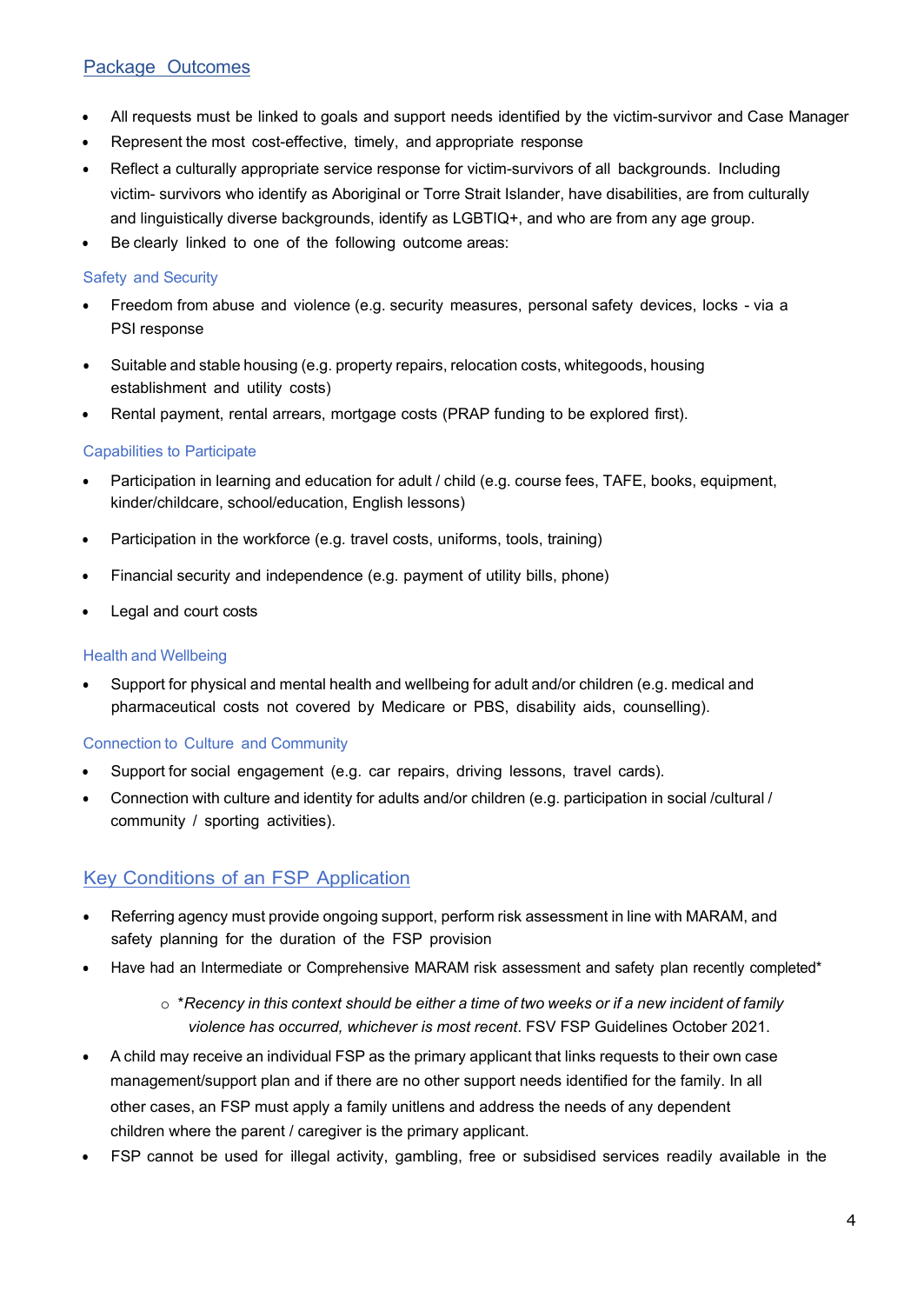## Package Outcomes

- All requests must be linked to goals and support needs identified by the victim-survivor and Case Manager
- Represent the most cost-effective, timely, and appropriate response
- Reflect a culturally appropriate service response for victim-survivors of all backgrounds. Including victim- survivors who identify as Aboriginal or Torre Strait Islander, have disabilities, are from culturally and linguistically diverse backgrounds, identify as LGBTIQ+, and who are from any age group.
- Be clearly linked to one of the following outcome areas:

### Safety and Security

- Freedom from abuse and violence (e.g. security measures, personal safety devices, locks - via a PSI response
- Suitable and stable housing (e.g. property repairs, relocation costs, whitegoods, housing establishment and utility costs)
- Rental payment, rental arrears, mortgage costs (PRAP funding to be explored first).

### Capabilities to Participate

- Participation in learning and education for adult / child (e.g. course fees, TAFE, books, equipment, kinder/childcare, school/education, English lessons)
- Participation in the workforce (e.g. travel costs, uniforms, tools, training)
- Financial security and independence (e.g. payment of utility bills, phone)
- Legal and court costs

### Health and Wellbeing

- Support for physical and mental health and wellbeing for adult and/or children (e.g. medical and pharmaceutical costs not covered by Medicare or PBS, disability aids, counselling).

### Connection to Culture and Community

- Support for social engagement (e.g. car repairs, driving lessons, travel cards).
- Connection with culture and identity for adults and/or children (e.g. participation in social /cultural / community / sporting activities).

## Key Conditions of an FSP Application

- Referring agency must provide ongoing support, perform risk assessment in line with MARAM, and safety planning for the duration of the FSP provision
- Have had an Intermediate or Comprehensive MARAM risk assessment and safety plan recently completed*
    - **Recency in this context should be either a time of two weeks or if a new incident of family violence has occurred, whichever is most recent*. FSV FSP Guidelines October 2021.
- A child may receive an individual FSP as the primary applicant that links requests to their own case management/support plan and if there are no other support needs identified for the family. In all other cases, an FSP must apply a family unitlens and address the needs of any dependent children where the parent / caregiver is the primary applicant.
- FSP cannot be used for illegal activity, gambling, free or subsidised services readily available in the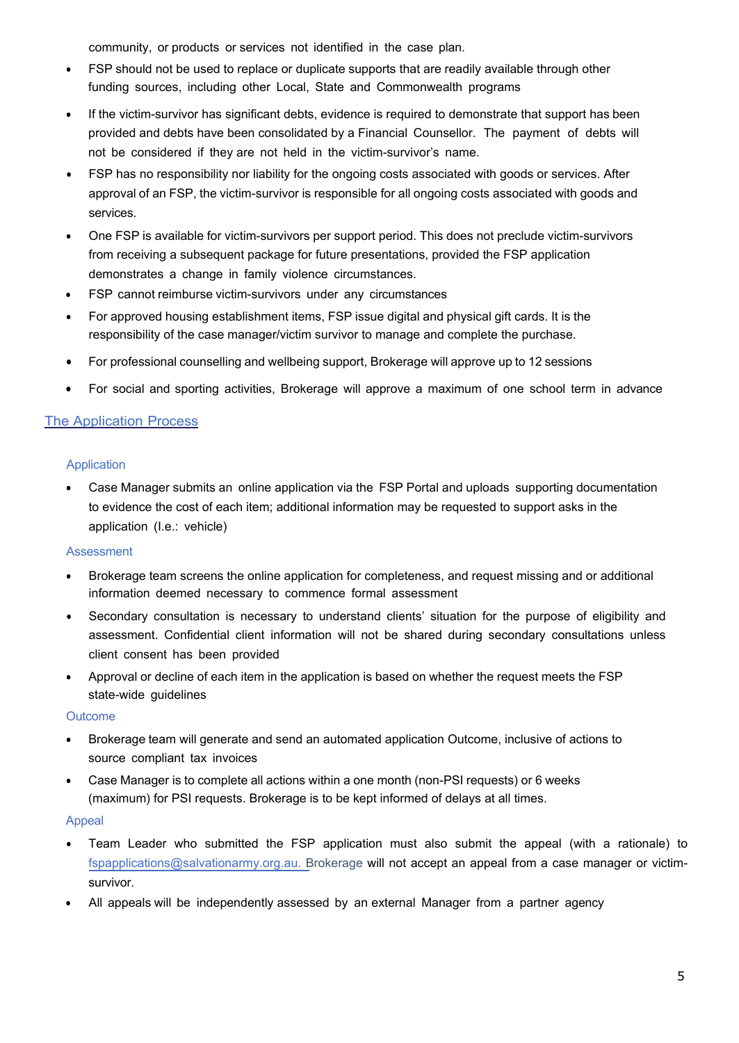community, or products or services not identified in the case plan.

- FSP should not be used to replace or duplicate supports that are readily available through other funding sources, including other Local, State and Commonwealth programs
- If the victim-survivor has significant debts, evidence is required to demonstrate that support has been provided and debts have been consolidated by a Financial Counsellor. The payment of debts will not be considered if they are not held in the victim-survivor's name.
- FSP has no responsibility nor liability for the ongoing costs associated with goods or services. After approval of an FSP, the victim-survivor is responsible for all ongoing costs associated with goods and services.
- One FSP is available for victim-survivors per support period. This does not preclude victim-survivors from receiving a subsequent package for future presentations, provided the FSP application demonstrates a change in family violence circumstances.
- FSP cannot reimburse victim-survivors under any circumstances
- For approved housing establishment items, FSP issue digital and physical gift cards. It is the responsibility of the case manager/victim survivor to manage and complete the purchase.
- For professional counselling and wellbeing support, Brokerage will approve up to 12 sessions
- For social and sporting activities, Brokerage will approve a maximum of one school term in advance

## The Application Process

### Application

- Case Manager submits an online application via the FSP Portal and uploads supporting documentation to evidence the cost of each item; additional information may be requested to support asks in the application (I.e.: vehicle)

### Assessment

- Brokerage team screens the online application for completeness, and request missing and or additional information deemed necessary to commence formal assessment
- Secondary consultation is necessary to understand clients' situation for the purpose of eligibility and assessment. Confidential client information will not be shared during secondary consultations unless client consent has been provided
- Approval or decline of each item in the application is based on whether the request meets the FSP state-wide guidelines

### Outcome

- Brokerage team will generate and send an automated application Outcome, inclusive of actions to source compliant tax invoices
- Case Manager is to complete all actions within a one month (non-PSI requests) or 6 weeks (maximum) for PSI requests. Brokerage is to be kept informed of delays at all times.

### Appeal

- Team Leader who submitted the FSP application must also submit the appeal (with a rationale) to fspapplications@salvationarmy.org.au. Brokerage will not accept an appeal from a case manager or victim-survivor.
- All appeals will be independently assessed by an external Manager from a partner agency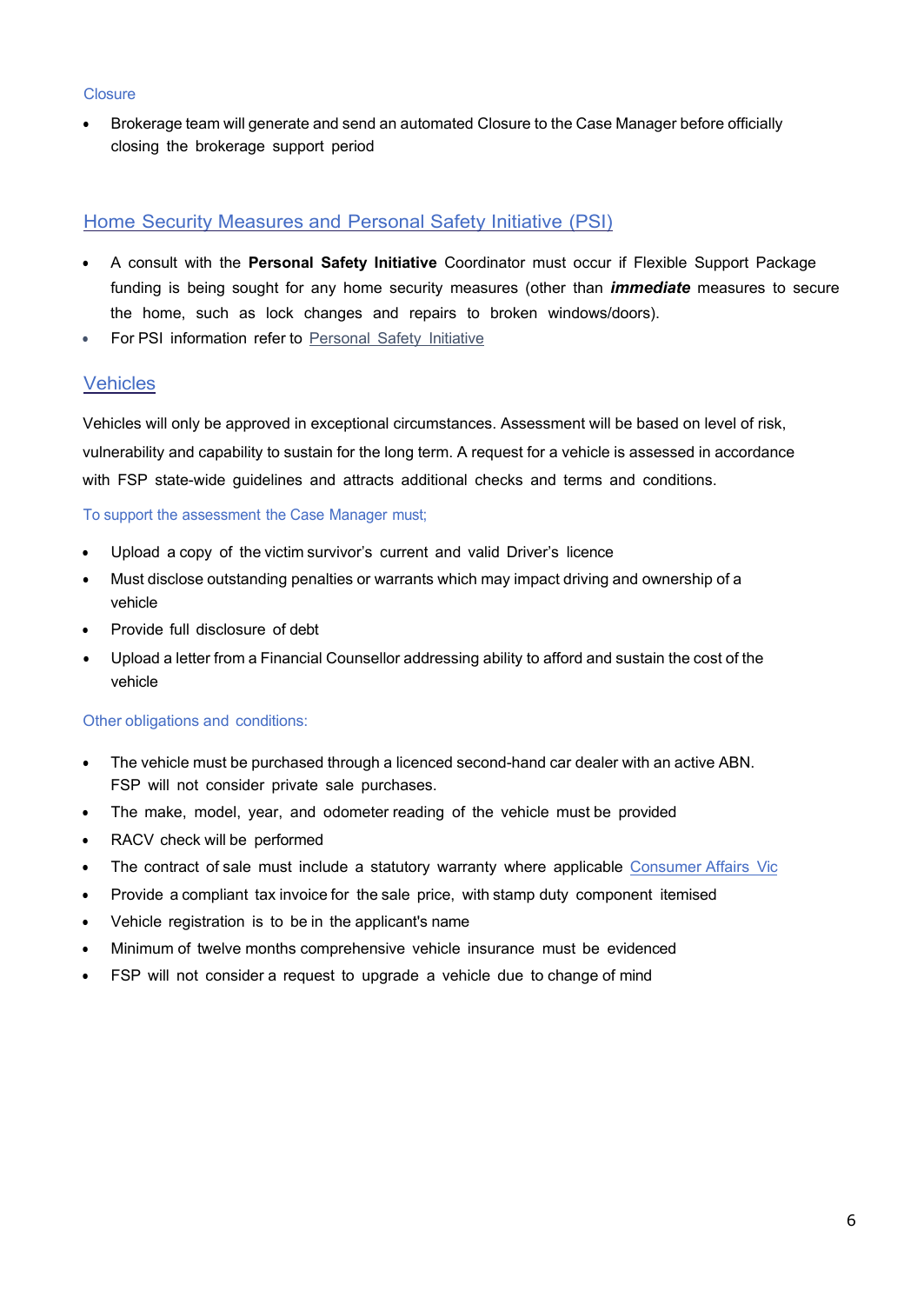### Closure

- Brokerage team will generate and send an automated Closure to the Case Manager before officially closing the brokerage support period

## Home Security Measures and Personal Safety Initiative (PSI)

- A consult with the **Personal Safety Initiative** Coordinator must occur if Flexible Support Package funding is being sought for any home security measures (other than ***immediate*** measures to secure the home, such as lock changes and repairs to broken windows/doors).
- For PSI information refer to Personal Safety Initiative

## Vehicles

Vehicles will only be approved in exceptional circumstances. Assessment will be based on level of risk, vulnerability and capability to sustain for the long term. A request for a vehicle is assessed in accordance with FSP state-wide guidelines and attracts additional checks and terms and conditions.

### To support the assessment the Case Manager must;

- Upload a copy of the victim survivor's current and valid Driver's licence
- Must disclose outstanding penalties or warrants which may impact driving and ownership of a vehicle
- Provide full disclosure of debt
- Upload a letter from a Financial Counsellor addressing ability to afford and sustain the cost of the vehicle

### Other obligations and conditions:

- The vehicle must be purchased through a licenced second-hand car dealer with an active ABN. FSP will not consider private sale purchases.
- The make, model, year, and odometer reading of the vehicle must be provided
- RACV check will be performed
- The contract of sale must include a statutory warranty where applicable Consumer Affairs Vic
- Provide a compliant tax invoice for the sale price, with stamp duty component itemised
- Vehicle registration is to be in the applicant's name
- Minimum of twelve months comprehensive vehicle insurance must be evidenced
- FSP will not consider a request to upgrade a vehicle due to change of mind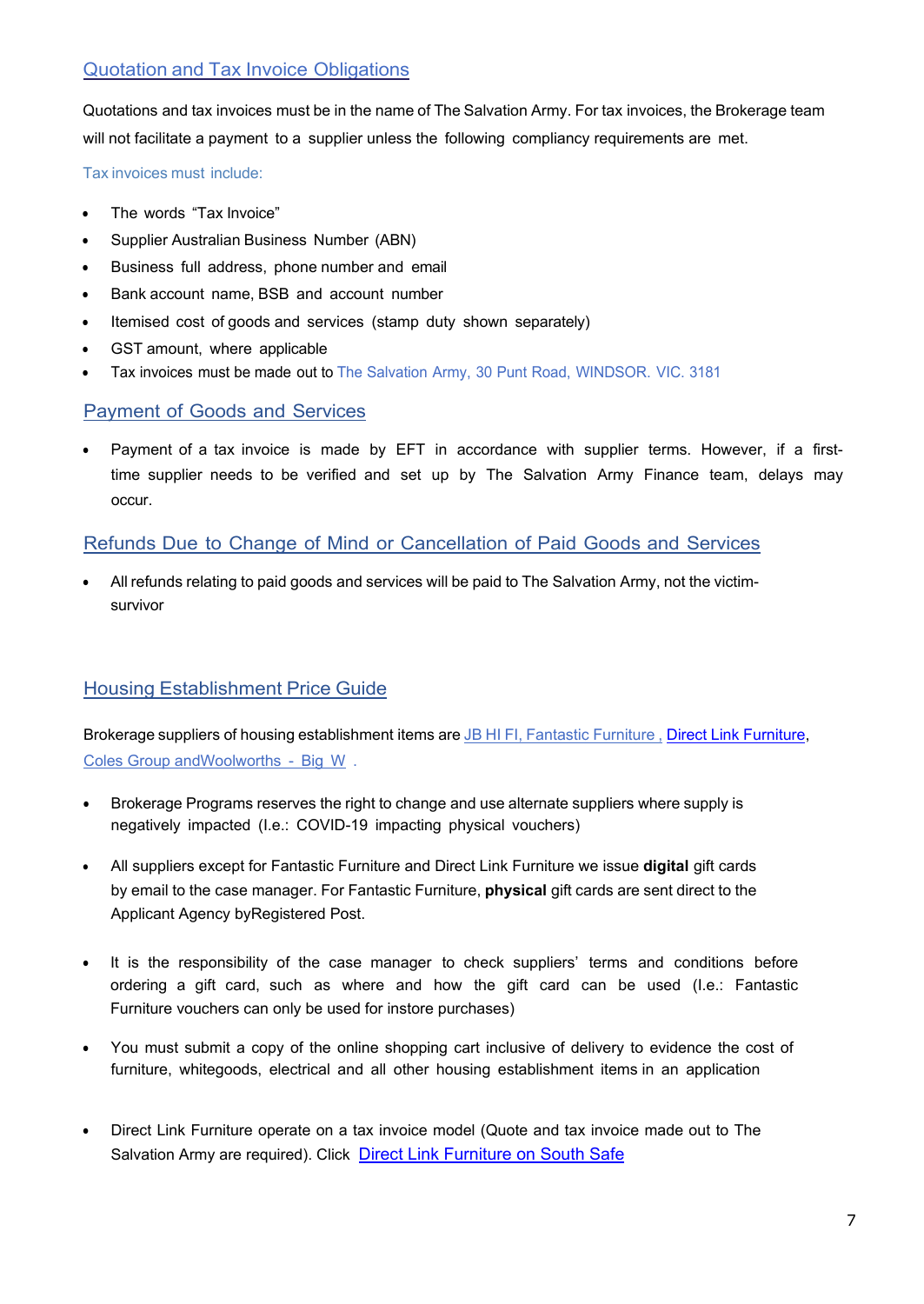## Quotation and Tax Invoice Obligations

Quotations and tax invoices must be in the name of The Salvation Army. For tax invoices, the Brokerage team will not facilitate a payment to a supplier unless the following compliancy requirements are met.

Tax invoices must include:

- The words "Tax Invoice"
- Supplier Australian Business Number (ABN)
- Business full address, phone number and email
- Bank account name, BSB and account number
- Itemised cost of goods and services (stamp duty shown separately)
- GST amount, where applicable
- Tax invoices must be made out to The Salvation Army, 30 Punt Road, WINDSOR. VIC. 3181

## Payment of Goods and Services

- Payment of a tax invoice is made by EFT in accordance with supplier terms. However, if a first-time supplier needs to be verified and set up by The Salvation Army Finance team, delays may occur.

## Refunds Due to Change of Mind or Cancellation of Paid Goods and Services

- All refunds relating to paid goods and services will be paid to The Salvation Army, not the victim-survivor

## Housing Establishment Price Guide

Brokerage suppliers of housing establishment items are JB HI FI, Fantastic Furniture , Direct Link Furniture, Coles Group andWoolworths - Big W .

- Brokerage Programs reserves the right to change and use alternate suppliers where supply is negatively impacted (I.e.: COVID-19 impacting physical vouchers)

- All suppliers except for Fantastic Furniture and Direct Link Furniture we issue **digital** gift cards by email to the case manager. For Fantastic Furniture, **physical** gift cards are sent direct to the Applicant Agency byRegistered Post.

- It is the responsibility of the case manager to check suppliers' terms and conditions before ordering a gift card, such as where and how the gift card can be used (I.e.: Fantastic Furniture vouchers can only be used for instore purchases)

- You must submit a copy of the online shopping cart inclusive of delivery to evidence the cost of furniture, whitegoods, electrical and all other housing establishment items in an application

- Direct Link Furniture operate on a tax invoice model (Quote and tax invoice made out to The Salvation Army are required). Click Direct Link Furniture on South Safe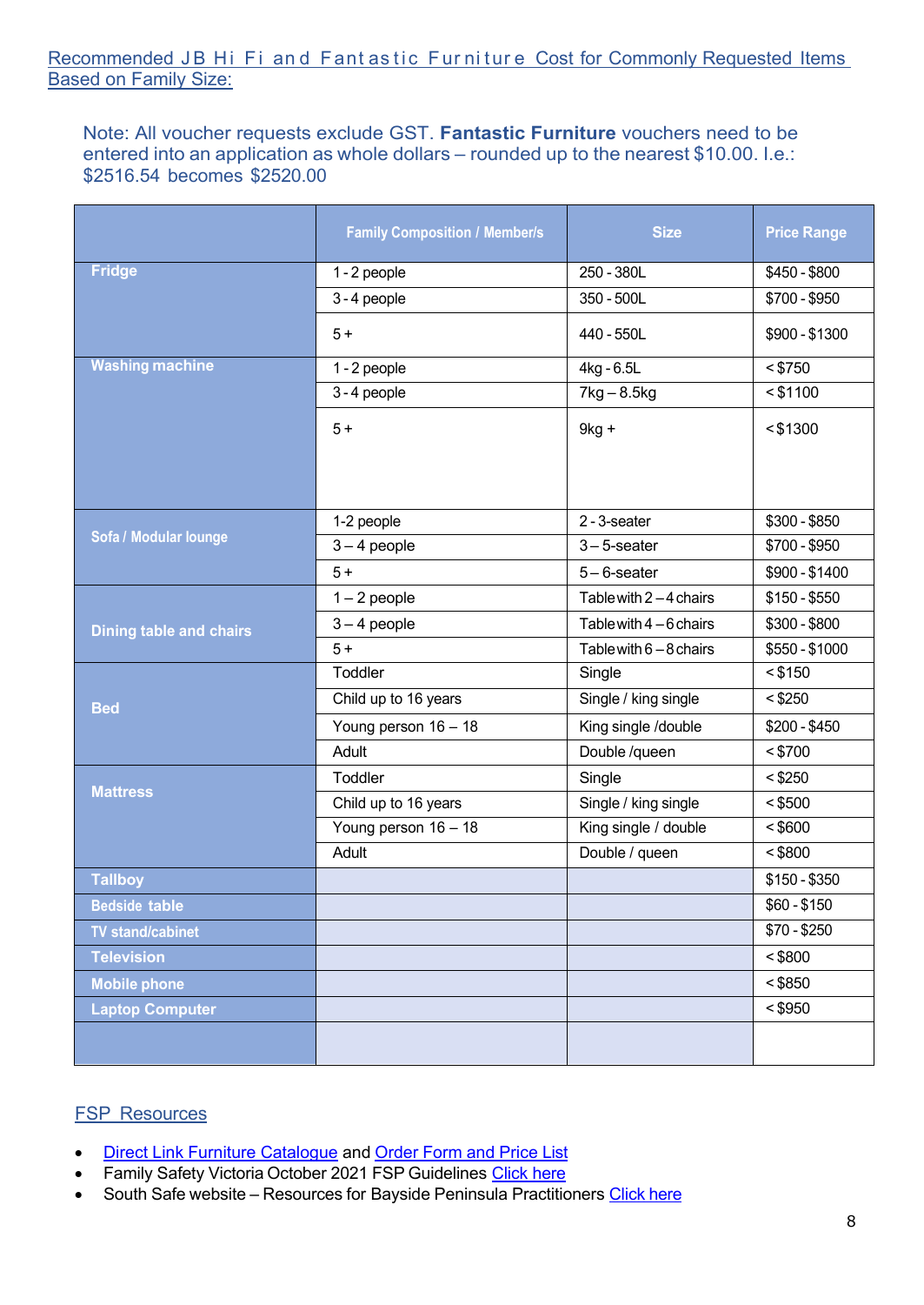Recommended JB Hi Fi and Fantastic Furniture Cost for Commonly Requested Items Based on Family Size:

Note: All voucher requests exclude GST. **Fantastic Furniture** vouchers need to be entered into an application as whole dollars – rounded up to the nearest $10.00. I.e.: $2516.54 becomes $2520.00

| | Family Composition / Member/s | Size | Price Range |
|---|---|---|---|
| **Fridge** | 1 - 2 people | 250 - 380L | $450 - $800 |
| | 3 - 4 people | 350 - 500L | $700 - $950 |
| | 5 + | 440 - 550L | $900 - $1300 |
| **Washing machine** | 1 - 2 people | 4kg - 6.5L | < $750 |
| | 3 - 4 people | 7kg – 8.5kg | < $1100 |
| | 5 + | 9kg + | < $1300 |
| **Sofa / Modular lounge** | 1-2 people | 2 - 3-seater | $300 - $850 |
| | 3 – 4 people | 3 – 5-seater | $700 - $950 |
| | 5 + | 5 – 6-seater | $900 - $1400 |
| **Dining table and chairs** | 1 – 2 people | Table with 2 – 4 chairs | $150 - $550 |
| | 3 – 4 people | Table with 4 – 6 chairs | $300 - $800 |
| | 5 + | Table with 6 – 8 chairs | $550 - $1000 |
| **Bed** | Toddler | Single | < $150 |
| | Child up to 16 years | Single / king single | < $250 |
| | Young person 16 – 18 | King single /double | $200 - $450 |
| | Adult | Double /queen | < $700 |
| **Mattress** | Toddler | Single | < $250 |
| | Child up to 16 years | Single / king single | < $500 |
| | Young person 16 – 18 | King single / double | < $600 |
| | Adult | Double / queen | < $800 |
| **Tallboy** | | | $150 - $350 |
| **Bedside table** | | | $60 - $150 |
| **TV stand/cabinet** | | | $70 - $250 |
| **Television** | | | < $800 |
| **Mobile phone** | | | < $850 |
| **Laptop Computer** | | | < $950 |
| | | | |

FSP Resources

- Direct Link Furniture Catalogue and Order Form and Price List
- Family Safety Victoria October 2021 FSP Guidelines Click here
- South Safe website – Resources for Bayside Peninsula Practitioners Click here